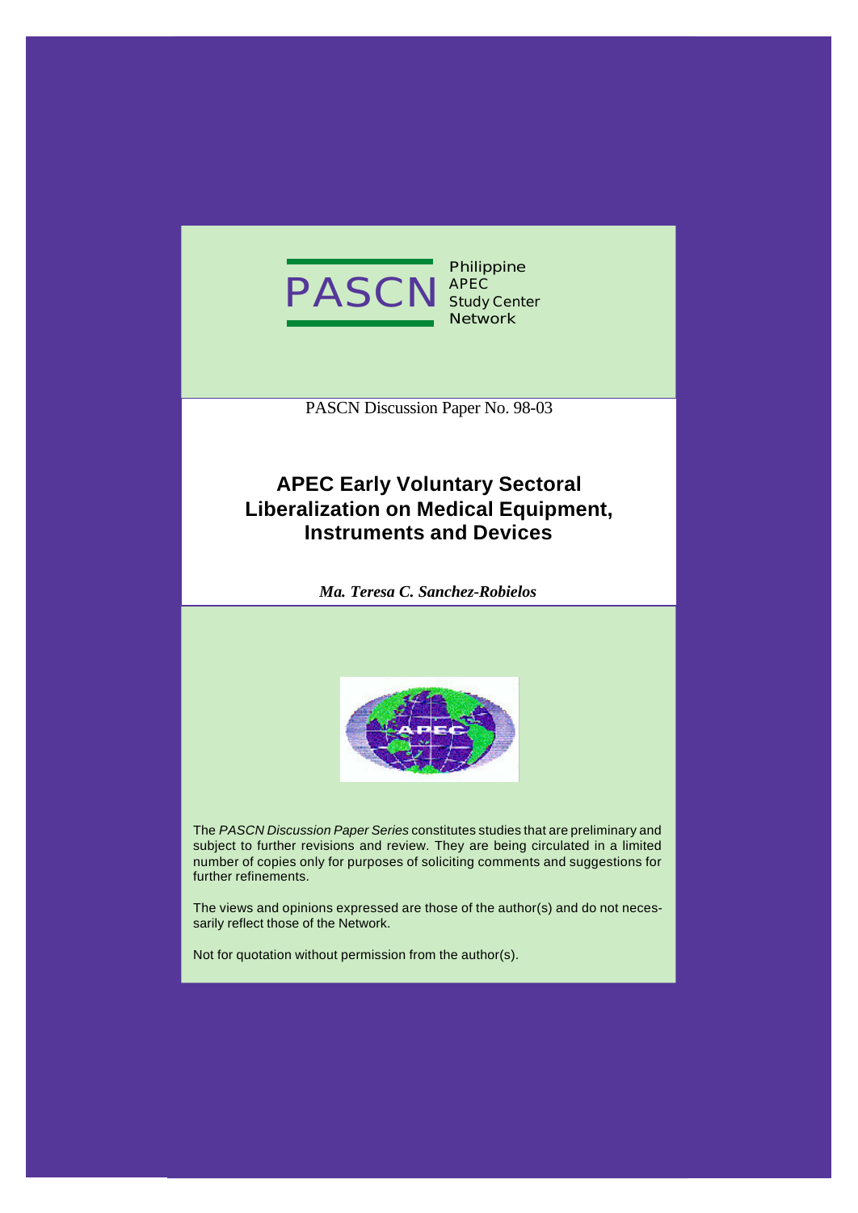PASCN Philippine APEC Study Center Network

PASCN Discussion Paper No. 98-03

# APEC Early Voluntary Sectoral Liberalization on Medical Equipment, Instruments and Devices

***Ma. Teresa C. Sanchez-Robielos***

The *PASCN Discussion Paper Series* constitutes studies that are preliminary and subject to further revisions and review. They are being circulated in a limited number of copies only for purposes of soliciting comments and suggestions for further refinements.

The views and opinions expressed are those of the author(s) and do not necessarily reflect those of the Network.

Not for quotation without permission from the author(s).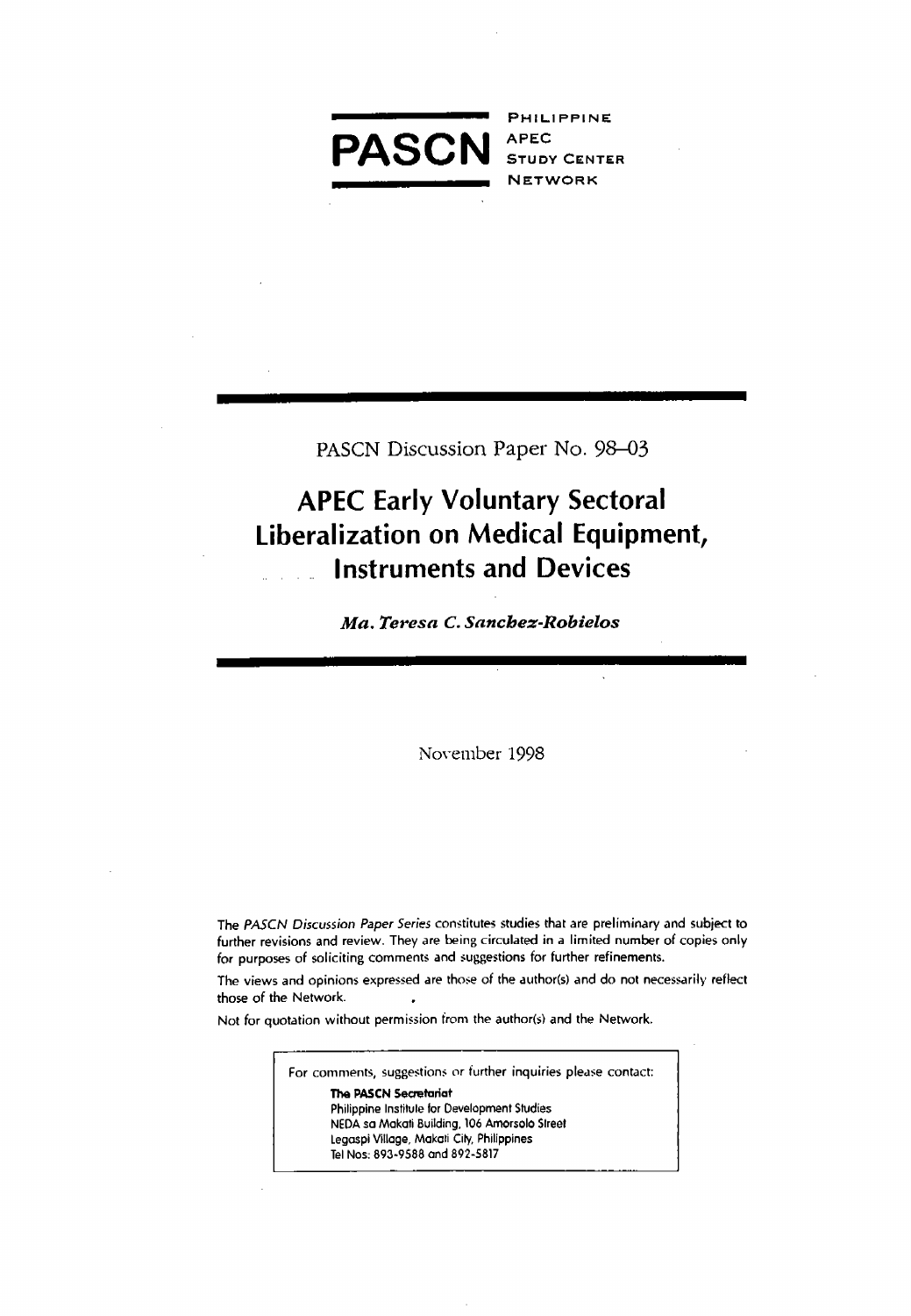PASCN

PHILIPPINE APEC STUDY CENTER NETWORK

PASCN Discussion Paper No. 98–03

# APEC Early Voluntary Sectoral Liberalization on Medical Equipment, Instruments and Devices

***Ma. Teresa C. Sanchez-Robielos***

November 1998

The *PASCN Discussion Paper Series* constitutes studies that are preliminary and subject to further revisions and review. They are being circulated in a limited number of copies only for purposes of soliciting comments and suggestions for further refinements.

The views and opinions expressed are those of the author(s) and do not necessarily reflect those of the Network.

Not for quotation without permission from the author(s) and the Network.

For comments, suggestions or further inquiries please contact:

**The PASCN Secretariat**
Philippine Institute for Development Studies
NEDA sa Makati Building, 106 Amorsolo Street
Legaspi Village, Makati City, Philippines
Tel Nos: 893-9588 and 892-5817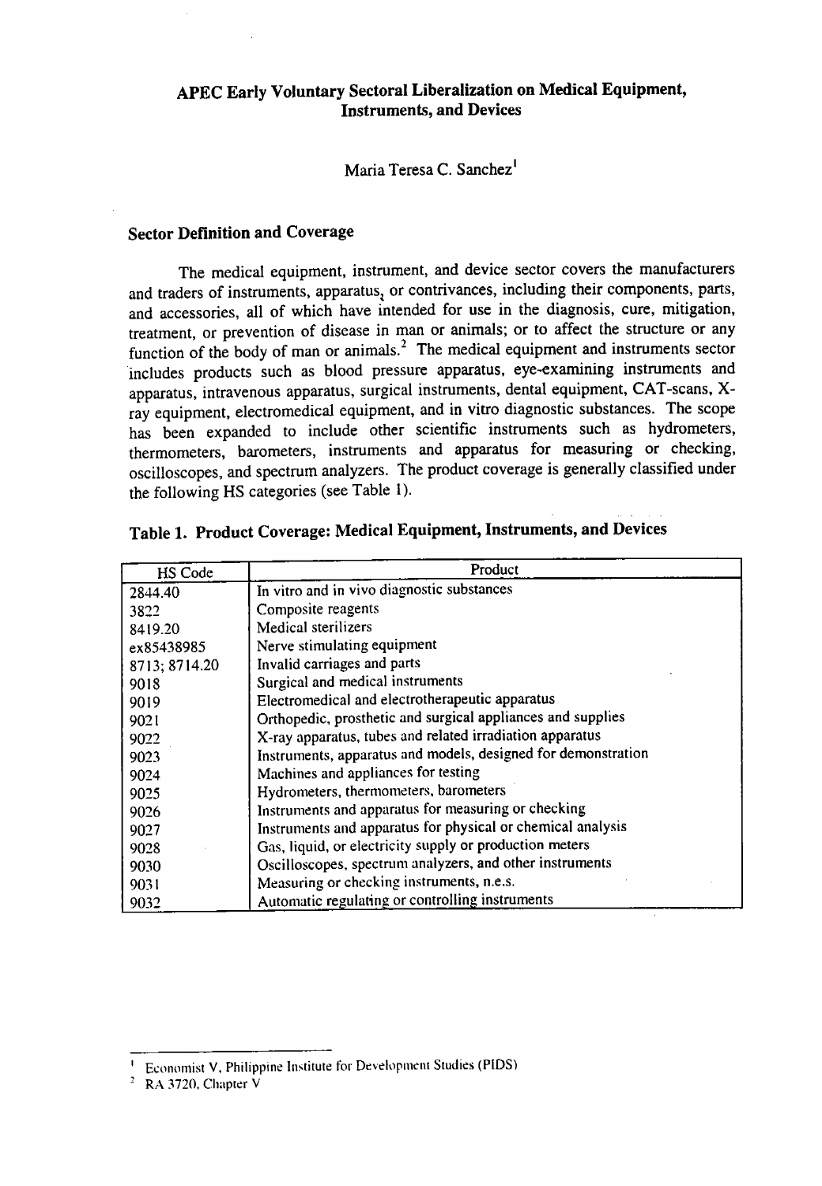# APEC Early Voluntary Sectoral Liberalization on Medical Equipment, Instruments, and Devices

Maria Teresa C. Sanchez[1]

## Sector Definition and Coverage

The medical equipment, instrument, and device sector covers the manufacturers and traders of instruments, apparatus, or contrivances, including their components, parts, and accessories, all of which have intended for use in the diagnosis, cure, mitigation, treatment, or prevention of disease in man or animals; or to affect the structure or any function of the body of man or animals.[2] The medical equipment and instruments sector includes products such as blood pressure apparatus, eye-examining instruments and apparatus, intravenous apparatus, surgical instruments, dental equipment, CAT-scans, X-ray equipment, electromedical equipment, and in vitro diagnostic substances. The scope has been expanded to include other scientific instruments such as hydrometers, thermometers, barometers, instruments and apparatus for measuring or checking, oscilloscopes, and spectrum analyzers. The product coverage is generally classified under the following HS categories (see Table 1).

**Table 1. Product Coverage: Medical Equipment, Instruments, and Devices**

| HS Code | Product |
|---|---|
| 2844.40 | In vitro and in vivo diagnostic substances |
| 3822 | Composite reagents |
| 8419.20 | Medical sterilizers |
| ex85438985 | Nerve stimulating equipment |
| 8713; 8714.20 | Invalid carriages and parts |
| 9018 | Surgical and medical instruments |
| 9019 | Electromedical and electrotherapeutic apparatus |
| 9021 | Orthopedic, prosthetic and surgical appliances and supplies |
| 9022 | X-ray apparatus, tubes and related irradiation apparatus |
| 9023 | Instruments, apparatus and models, designed for demonstration |
| 9024 | Machines and appliances for testing |
| 9025 | Hydrometers, thermometers, barometers |
| 9026 | Instruments and apparatus for measuring or checking |
| 9027 | Instruments and apparatus for physical or chemical analysis |
| 9028 | Gas, liquid, or electricity supply or production meters |
| 9030 | Oscilloscopes, spectrum analyzers, and other instruments |
| 9031 | Measuring or checking instruments, n.e.s. |
| 9032 | Automatic regulating or controlling instruments |

[1] Economist V, Philippine Institute for Development Studies (PIDS)

[2] RA 3720, Chapter V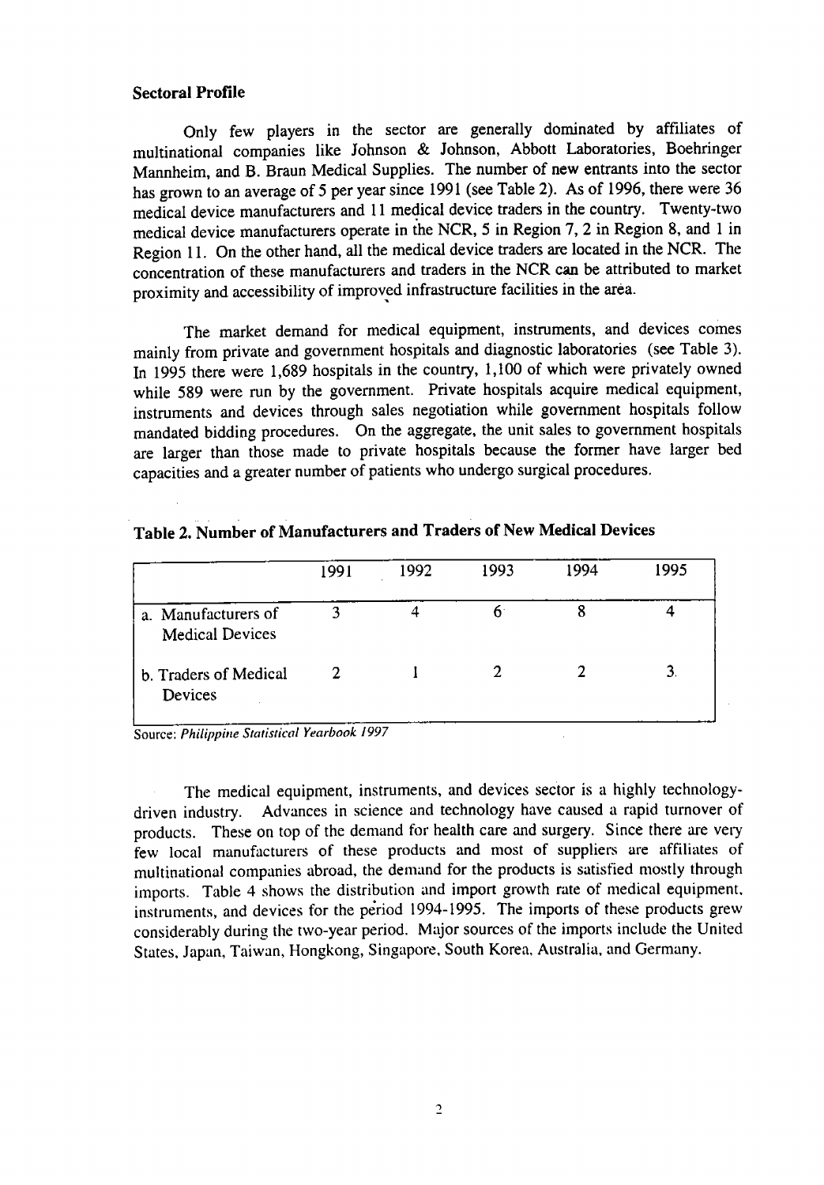**Sectoral Profile**

Only few players in the sector are generally dominated by affiliates of multinational companies like Johnson & Johnson, Abbott Laboratories, Boehringer Mannheim, and B. Braun Medical Supplies. The number of new entrants into the sector has grown to an average of 5 per year since 1991 (see Table 2). As of 1996, there were 36 medical device manufacturers and 11 medical device traders in the country. Twenty-two medical device manufacturers operate in the NCR, 5 in Region 7, 2 in Region 8, and 1 in Region 11. On the other hand, all the medical device traders are located in the NCR. The concentration of these manufacturers and traders in the NCR can be attributed to market proximity and accessibility of improved infrastructure facilities in the area.

The market demand for medical equipment, instruments, and devices comes mainly from private and government hospitals and diagnostic laboratories (see Table 3). In 1995 there were 1,689 hospitals in the country, 1,100 of which were privately owned while 589 were run by the government. Private hospitals acquire medical equipment, instruments and devices through sales negotiation while government hospitals follow mandated bidding procedures. On the aggregate, the unit sales to government hospitals are larger than those made to private hospitals because the former have larger bed capacities and a greater number of patients who undergo surgical procedures.

**Table 2. Number of Manufacturers and Traders of New Medical Devices**

| | 1991 | 1992 | 1993 | 1994 | 1995 |
|---|---|---|---|---|---|
| a. Manufacturers of Medical Devices | 3 | 4 | 6 | 8 | 4 |
| b. Traders of Medical Devices | 2 | 1 | 2 | 2 | 3 |

Source: *Philippine Statistical Yearbook 1997*

The medical equipment, instruments, and devices sector is a highly technology-driven industry. Advances in science and technology have caused a rapid turnover of products. These on top of the demand for health care and surgery. Since there are very few local manufacturers of these products and most of suppliers are affiliates of multinational companies abroad, the demand for the products is satisfied mostly through imports. Table 4 shows the distribution and import growth rate of medical equipment, instruments, and devices for the period 1994-1995. The imports of these products grew considerably during the two-year period. Major sources of the imports include the United States, Japan, Taiwan, Hongkong, Singapore, South Korea, Australia, and Germany.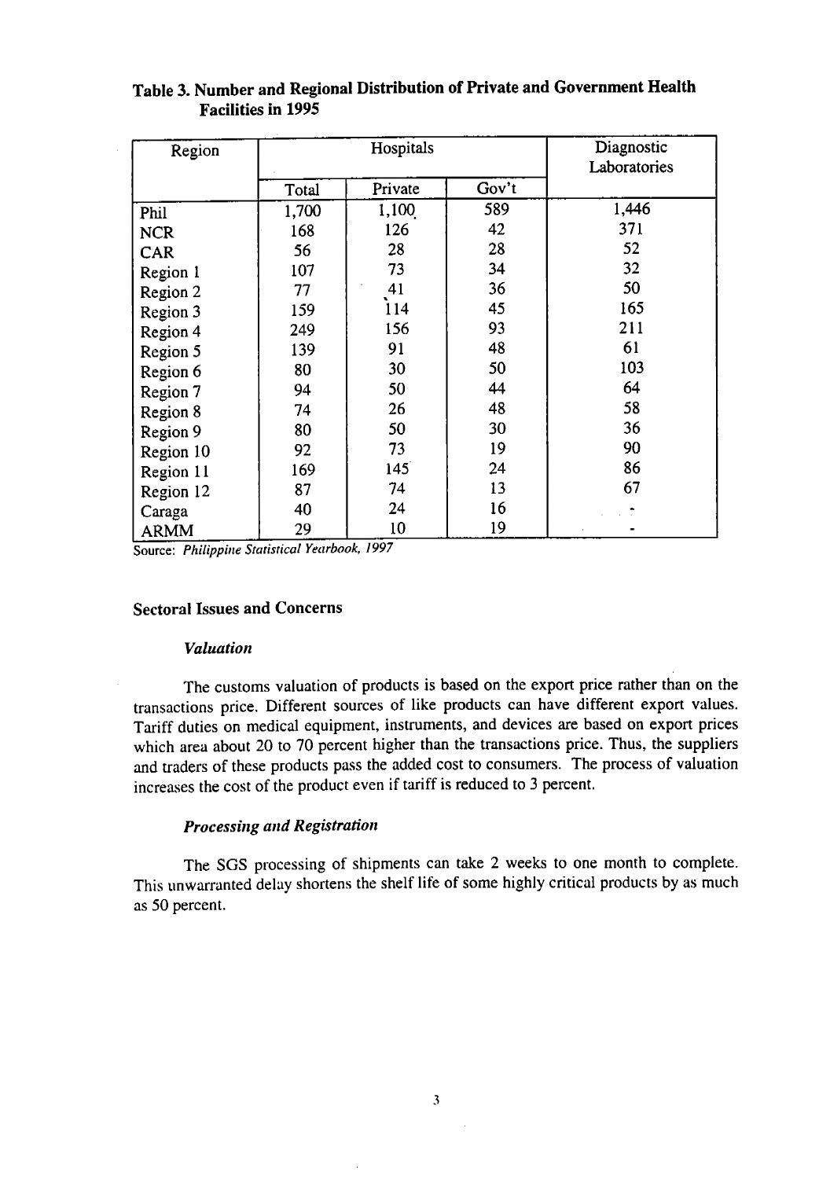**Table 3. Number and Regional Distribution of Private and Government Health Facilities in 1995**

| Region | Hospitals | | | Diagnostic Laboratories |
|---|---|---|---|---|
| | Total | Private | Gov't | |
| Phil | 1,700 | 1,100 | 589 | 1,446 |
| NCR | 168 | 126 | 42 | 371 |
| CAR | 56 | 28 | 28 | 52 |
| Region 1 | 107 | 73 | 34 | 32 |
| Region 2 | 77 | 41 | 36 | 50 |
| Region 3 | 159 | 114 | 45 | 165 |
| Region 4 | 249 | 156 | 93 | 211 |
| Region 5 | 139 | 91 | 48 | 61 |
| Region 6 | 80 | 30 | 50 | 103 |
| Region 7 | 94 | 50 | 44 | 64 |
| Region 8 | 74 | 26 | 48 | 58 |
| Region 9 | 80 | 50 | 30 | 36 |
| Region 10 | 92 | 73 | 19 | 90 |
| Region 11 | 169 | 145 | 24 | 86 |
| Region 12 | 87 | 74 | 13 | 67 |
| Caraga | 40 | 24 | 16 | - |
| ARMM | 29 | 10 | 19 | - |

Source: *Philippine Statistical Yearbook, 1997*

## Sectoral Issues and Concerns

### *Valuation*

The customs valuation of products is based on the export price rather than on the transactions price. Different sources of like products can have different export values. Tariff duties on medical equipment, instruments, and devices are based on export prices which area about 20 to 70 percent higher than the transactions price. Thus, the suppliers and traders of these products pass the added cost to consumers. The process of valuation increases the cost of the product even if tariff is reduced to 3 percent.

### *Processing and Registration*

The SGS processing of shipments can take 2 weeks to one month to complete. This unwarranted delay shortens the shelf life of some highly critical products by as much as 50 percent.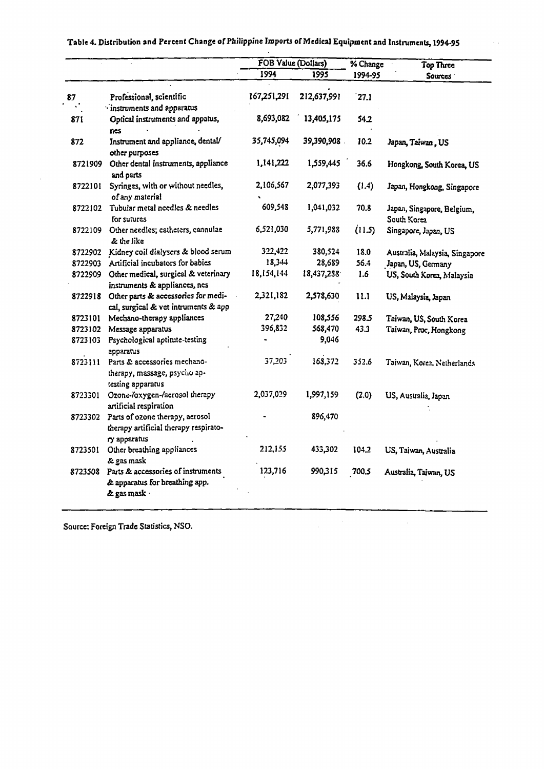Table 4. Distribution and Percent Change of Philippine Imports of Medical Equipment and Instruments, 1994-95

| | | FOB Value (Dollars) | | % Change | Top Three |
|---|---|---|---|---|---|
| | | 1994 | 1995 | 1994-95 | Sources |
| 87 | Professional, scientific instruments and apparatus | 167,251,291 | 212,637,991 | 27.1 | |
| 871 | Optical instruments and appatus, nes | 8,693,082 | 13,405,175 | 54.2 | |
| 872 | Instrument and appliance, dental/ other purposes | 35,745,094 | 39,390,908 | 10.2 | Japan, Taiwan, US |
| 8721909 | Other dental instruments, appliance and parts | 1,141,222 | 1,559,445 | 36.6 | Hongkong, South Korea, US |
| 8722101 | Syringes, with or without needles, of any material | 2,106,567 | 2,077,393 | (1.4) | Japan, Hongkong, Singapore |
| 8722102 | Tubular metal needles & needles for sutures | 609,548 | 1,041,032 | 70.8 | Japan, Singapore, Belgium, South Korea |
| 8722109 | Other needles; catheters, cannulae & the like | 6,521,030 | 5,771,988 | (11.5) | Singapore, Japan, US |
| 8722902 | Kidney coil dialysers & blood serum | 322,422 | 380,524 | 18.0 | Australia, Malaysia, Singapore |
| 8722903 | Artificial incubators for babies | 18,344 | 28,689 | 56.4 | Japan, US, Germany |
| 8722909 | Other medical, surgical & veterinary instruments & appliances, nes | 18,154,144 | 18,437,288 | 1.6 | US, South Korea, Malaysia |
| 8722918 | Other parts & accessories for medical, surgical & vet intruments & app | 2,321,182 | 2,578,630 | 11.1 | US, Malaysia, Japan |
| 8723101 | Mechano-therapy appliances | 27,240 | 108,556 | 298.5 | Taiwan, US, South Korea |
| 8723102 | Message apparatus | 396,832 | 568,470 | 43.3 | Taiwan, Proc, Hongkong |
| 8723103 | Psychological aptitute-testing apparatus | - | 9,046 | | |
| 8723111 | Parts & accessories mechano-therapy, massage, psycho ap-testing apparatus | 37,203 | 168,372 | 352.6 | Taiwan, Korea, Netherlands |
| 8723301 | Ozone-/oxygen-/aerosol therapy artificial respiration | 2,037,029 | 1,997,159 | (2.0) | US, Australia, Japan |
| 8723302 | Parts of ozone therapy, aerosol therapy artificial therapy respiratory apparatus | - | 896,470 | | |
| 8723501 | Other breathing appliances & gas mask | 212,155 | 433,302 | 104.2 | US, Taiwan, Australia |
| 8723508 | Parts & accessories of instruments & apparatus for breathing app. & gas mask | 123,716 | 990,315 | 700.5 | Australia, Taiwan, US |

Source: Foreign Trade Statistics, NSO.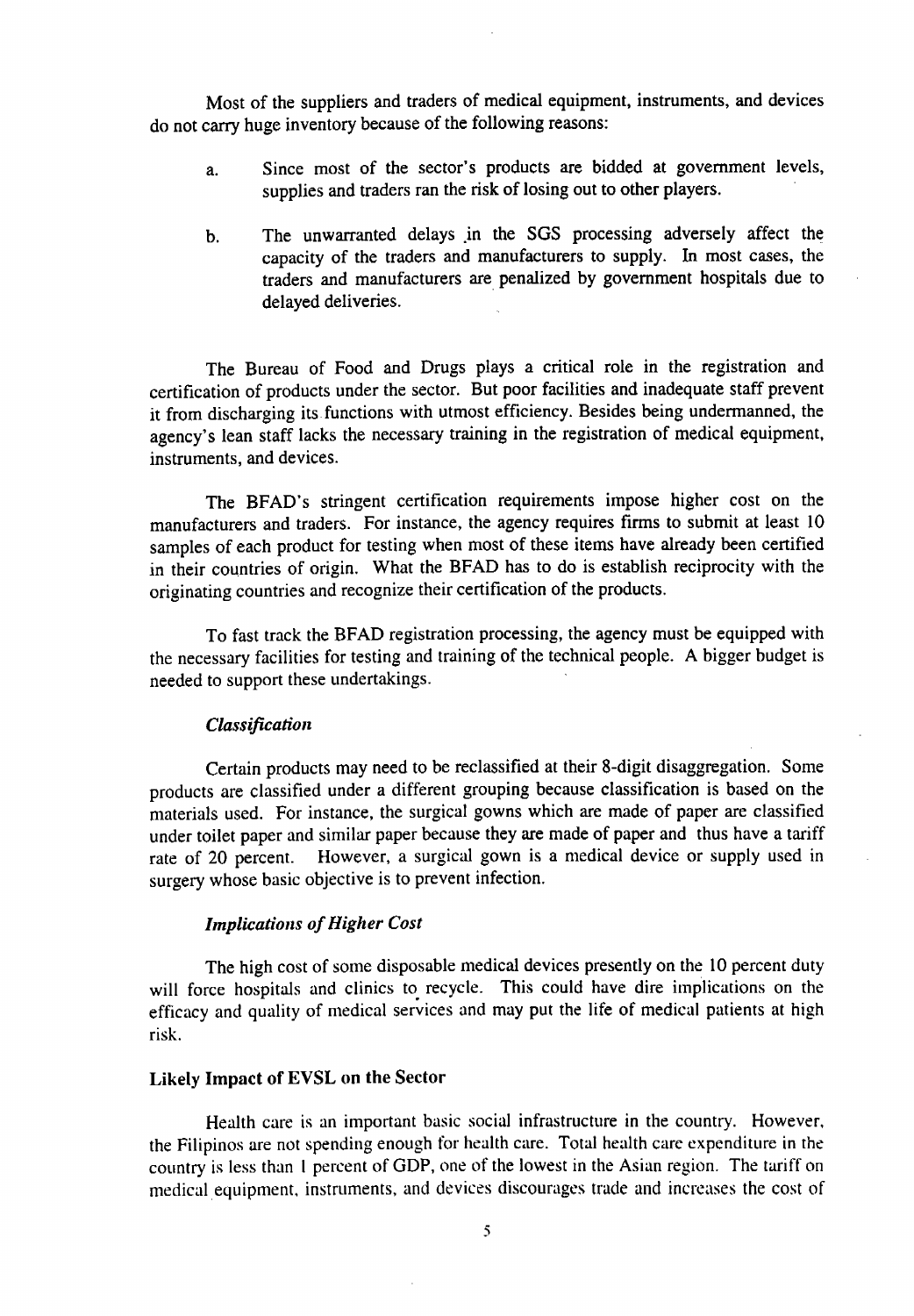Most of the suppliers and traders of medical equipment, instruments, and devices do not carry huge inventory because of the following reasons:

a. Since most of the sector's products are bidded at government levels, supplies and traders ran the risk of losing out to other players.

b. The unwarranted delays in the SGS processing adversely affect the capacity of the traders and manufacturers to supply. In most cases, the traders and manufacturers are penalized by government hospitals due to delayed deliveries.

The Bureau of Food and Drugs plays a critical role in the registration and certification of products under the sector. But poor facilities and inadequate staff prevent it from discharging its functions with utmost efficiency. Besides being undermanned, the agency's lean staff lacks the necessary training in the registration of medical equipment, instruments, and devices.

The BFAD's stringent certification requirements impose higher cost on the manufacturers and traders. For instance, the agency requires firms to submit at least 10 samples of each product for testing when most of these items have already been certified in their countries of origin. What the BFAD has to do is establish reciprocity with the originating countries and recognize their certification of the products.

To fast track the BFAD registration processing, the agency must be equipped with the necessary facilities for testing and training of the technical people. A bigger budget is needed to support these undertakings.

*Classification*

Certain products may need to be reclassified at their 8-digit disaggregation. Some products are classified under a different grouping because classification is based on the materials used. For instance, the surgical gowns which are made of paper are classified under toilet paper and similar paper because they are made of paper and thus have a tariff rate of 20 percent. However, a surgical gown is a medical device or supply used in surgery whose basic objective is to prevent infection.

*Implications of Higher Cost*

The high cost of some disposable medical devices presently on the 10 percent duty will force hospitals and clinics to recycle. This could have dire implications on the efficacy and quality of medical services and may put the life of medical patients at high risk.

**Likely Impact of EVSL on the Sector**

Health care is an important basic social infrastructure in the country. However, the Filipinos are not spending enough for health care. Total health care expenditure in the country is less than 1 percent of GDP, one of the lowest in the Asian region. The tariff on medical equipment, instruments, and devices discourages trade and increases the cost of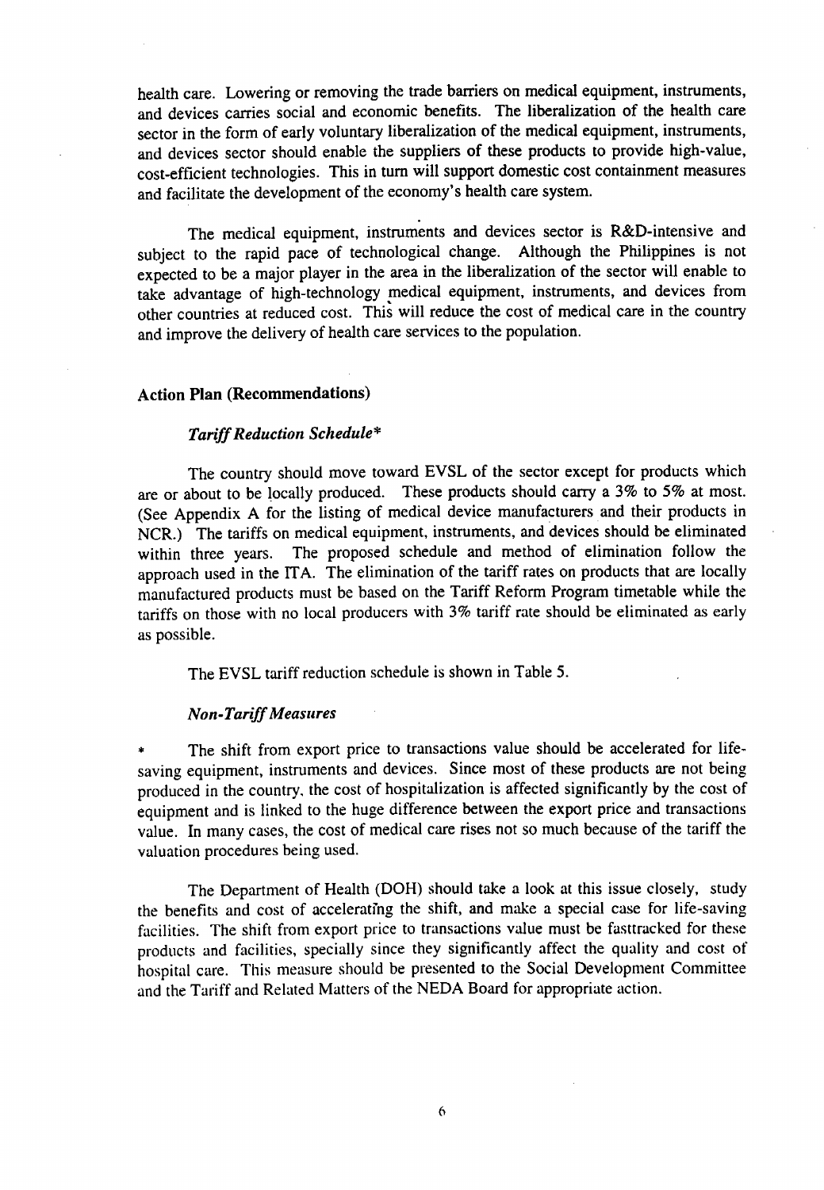health care. Lowering or removing the trade barriers on medical equipment, instruments, and devices carries social and economic benefits. The liberalization of the health care sector in the form of early voluntary liberalization of the medical equipment, instruments, and devices sector should enable the suppliers of these products to provide high-value, cost-efficient technologies. This in turn will support domestic cost containment measures and facilitate the development of the economy's health care system.

The medical equipment, instruments and devices sector is R&D-intensive and subject to the rapid pace of technological change. Although the Philippines is not expected to be a major player in the area in the liberalization of the sector will enable to take advantage of high-technology medical equipment, instruments, and devices from other countries at reduced cost. This will reduce the cost of medical care in the country and improve the delivery of health care services to the population.

## Action Plan (Recommendations)

### *Tariff Reduction Schedule**

The country should move toward EVSL of the sector except for products which are or about to be locally produced. These products should carry a 3% to 5% at most. (See Appendix A for the listing of medical device manufacturers and their products in NCR.) The tariffs on medical equipment, instruments, and devices should be eliminated within three years. The proposed schedule and method of elimination follow the approach used in the ITA. The elimination of the tariff rates on products that are locally manufactured products must be based on the Tariff Reform Program timetable while the tariffs on those with no local producers with 3% tariff rate should be eliminated as early as possible.

The EVSL tariff reduction schedule is shown in Table 5.

### *Non-Tariff Measures*

* The shift from export price to transactions value should be accelerated for life-saving equipment, instruments and devices. Since most of these products are not being produced in the country, the cost of hospitalization is affected significantly by the cost of equipment and is linked to the huge difference between the export price and transactions value. In many cases, the cost of medical care rises not so much because of the tariff the valuation procedures being used.

The Department of Health (DOH) should take a look at this issue closely, study the benefits and cost of accelerating the shift, and make a special case for life-saving facilities. The shift from export price to transactions value must be fasttracked for these products and facilities, specially since they significantly affect the quality and cost of hospital care. This measure should be presented to the Social Development Committee and the Tariff and Related Matters of the NEDA Board for appropriate action.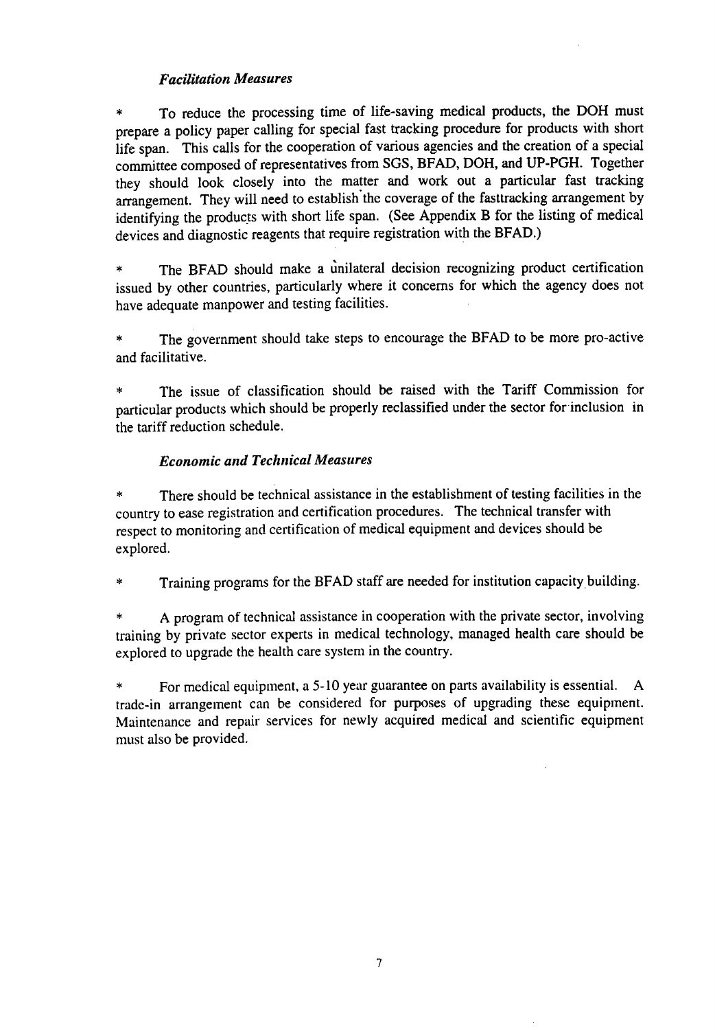*Facilitation Measures*

* To reduce the processing time of life-saving medical products, the DOH must prepare a policy paper calling for special fast tracking procedure for products with short life span. This calls for the cooperation of various agencies and the creation of a special committee composed of representatives from SGS, BFAD, DOH, and UP-PGH. Together they should look closely into the matter and work out a particular fast tracking arrangement. They will need to establish the coverage of the fasttracking arrangement by identifying the products with short life span. (See Appendix B for the listing of medical devices and diagnostic reagents that require registration with the BFAD.)

* The BFAD should make a unilateral decision recognizing product certification issued by other countries, particularly where it concerns for which the agency does not have adequate manpower and testing facilities.

* The government should take steps to encourage the BFAD to be more pro-active and facilitative.

* The issue of classification should be raised with the Tariff Commission for particular products which should be properly reclassified under the sector for inclusion in the tariff reduction schedule.

*Economic and Technical Measures*

* There should be technical assistance in the establishment of testing facilities in the country to ease registration and certification procedures. The technical transfer with respect to monitoring and certification of medical equipment and devices should be explored.

* Training programs for the BFAD staff are needed for institution capacity building.

* A program of technical assistance in cooperation with the private sector, involving training by private sector experts in medical technology, managed health care should be explored to upgrade the health care system in the country.

* For medical equipment, a 5-10 year guarantee on parts availability is essential. A trade-in arrangement can be considered for purposes of upgrading these equipment. Maintenance and repair services for newly acquired medical and scientific equipment must also be provided.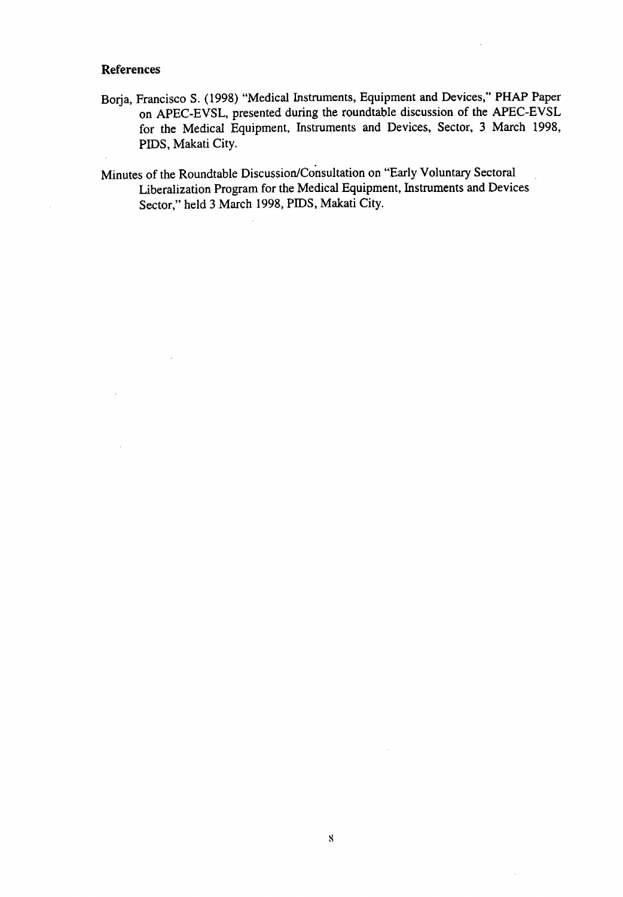## References

Borja, Francisco S. (1998) "Medical Instruments, Equipment and Devices," PHAP Paper on APEC-EVSL, presented during the roundtable discussion of the APEC-EVSL for the Medical Equipment, Instruments and Devices, Sector, 3 March 1998, PIDS, Makati City.

Minutes of the Roundtable Discussion/Consultation on "Early Voluntary Sectoral Liberalization Program for the Medical Equipment, Instruments and Devices Sector," held 3 March 1998, PIDS, Makati City.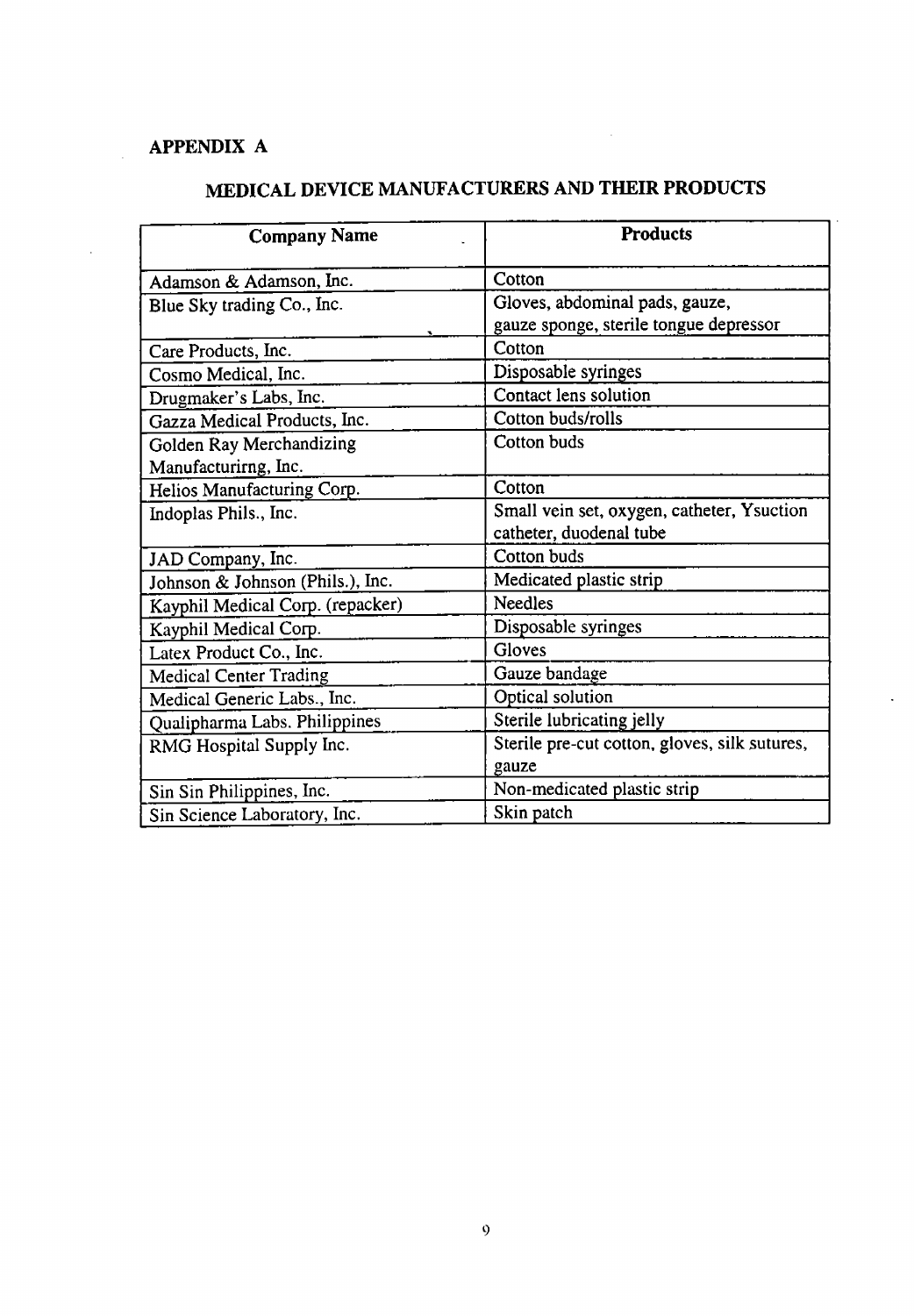## APPENDIX A

## MEDICAL DEVICE MANUFACTURERS AND THEIR PRODUCTS

| Company Name | Products |
|---|---|
| Adamson & Adamson, Inc. | Cotton |
| Blue Sky trading Co., Inc. | Gloves, abdominal pads, gauze, gauze sponge, sterile tongue depressor |
| Care Products, Inc. | Cotton |
| Cosmo Medical, Inc. | Disposable syringes |
| Drugmaker's Labs, Inc. | Contact lens solution |
| Gazza Medical Products, Inc. | Cotton buds/rolls |
| Golden Ray Merchandizing Manufacturirng, Inc. | Cotton buds |
| Helios Manufacturing Corp. | Cotton |
| Indoplas Phils., Inc. | Small vein set, oxygen, catheter, Ysuction catheter, duodenal tube |
| JAD Company, Inc. | Cotton buds |
| Johnson & Johnson (Phils.), Inc. | Medicated plastic strip |
| Kayphil Medical Corp. (repacker) | Needles |
| Kayphil Medical Corp. | Disposable syringes |
| Latex Product Co., Inc. | Gloves |
| Medical Center Trading | Gauze bandage |
| Medical Generic Labs., Inc. | Optical solution |
| Qualipharma Labs. Philippines | Sterile lubricating jelly |
| RMG Hospital Supply Inc. | Sterile pre-cut cotton, gloves, silk sutures, gauze |
| Sin Sin Philippines, Inc. | Non-medicated plastic strip |
| Sin Science Laboratory, Inc. | Skin patch |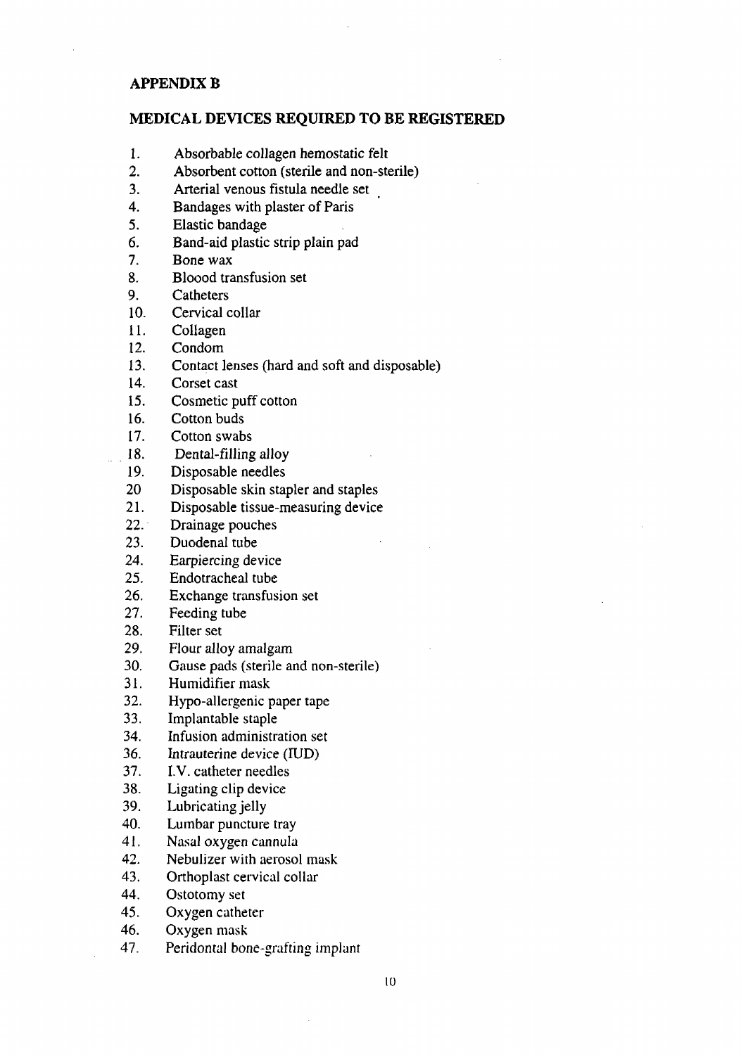## APPENDIX B

## MEDICAL DEVICES REQUIRED TO BE REGISTERED

1. Absorbable collagen hemostatic felt
2. Absorbent cotton (sterile and non-sterile)
3. Arterial venous fistula needle set
4. Bandages with plaster of Paris
5. Elastic bandage
6. Band-aid plastic strip plain pad
7. Bone wax
8. Bloood transfusion set
9. Catheters
10. Cervical collar
11. Collagen
12. Condom
13. Contact lenses (hard and soft and disposable)
14. Corset cast
15. Cosmetic puff cotton
16. Cotton buds
17. Cotton swabs
18. Dental-filling alloy
19. Disposable needles
20 Disposable skin stapler and staples
21. Disposable tissue-measuring device
22. Drainage pouches
23. Duodenal tube
24. Earpiercing device
25. Endotracheal tube
26. Exchange transfusion set
27. Feeding tube
28. Filter set
29. Flour alloy amalgam
30. Gause pads (sterile and non-sterile)
31. Humidifier mask
32. Hypo-allergenic paper tape
33. Implantable staple
34. Infusion administration set
36. Intrauterine device (IUD)
37. I.V. catheter needles
38. Ligating clip device
39. Lubricating jelly
40. Lumbar puncture tray
41. Nasal oxygen cannula
42. Nebulizer with aerosol mask
43. Orthoplast cervical collar
44. Ostotomy set
45. Oxygen catheter
46. Oxygen mask
47. Peridontal bone-grafting implant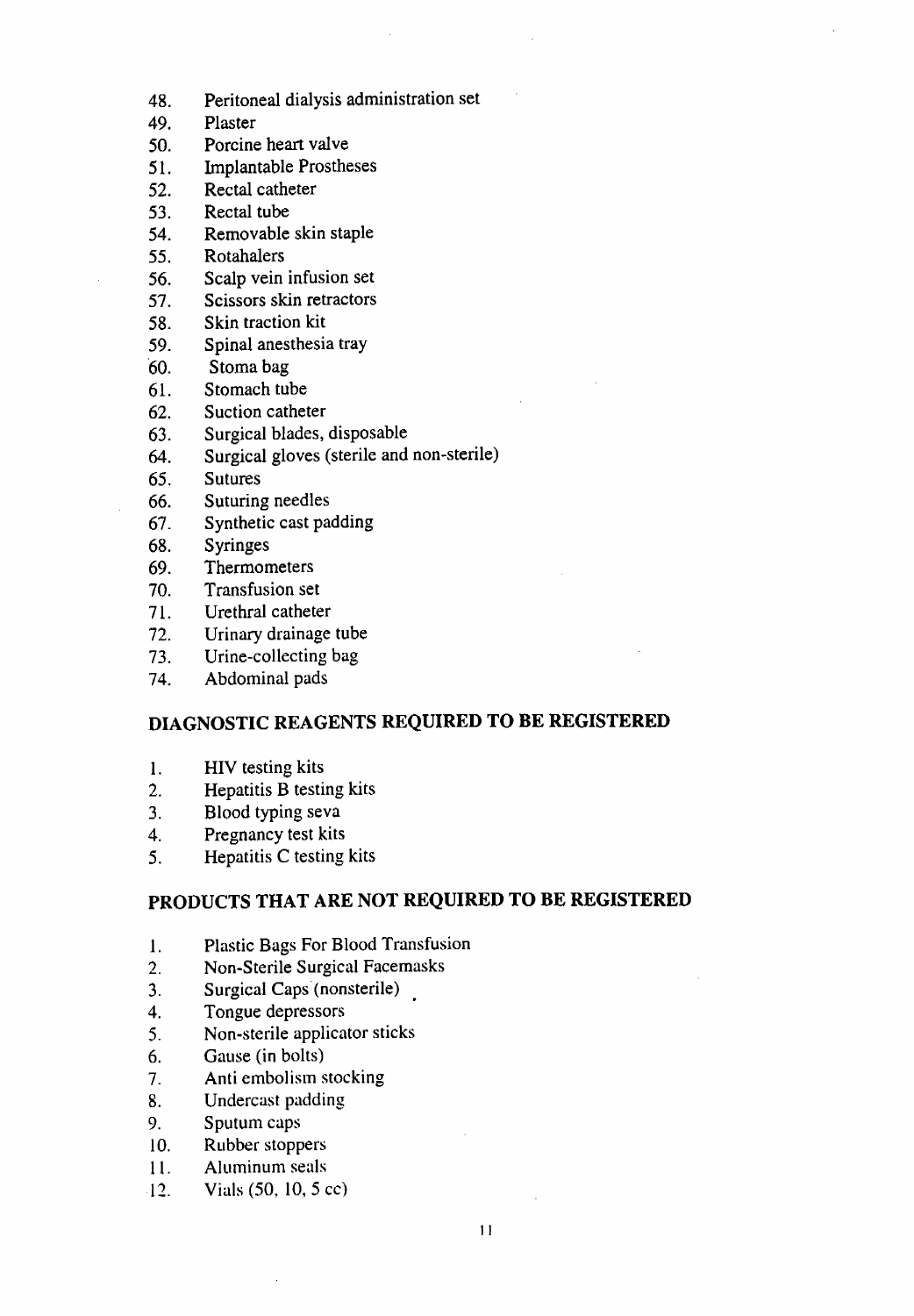48. Peritoneal dialysis administration set
49. Plaster
50. Porcine heart valve
51. Implantable Prostheses
52. Rectal catheter
53. Rectal tube
54. Removable skin staple
55. Rotahalers
56. Scalp vein infusion set
57. Scissors skin retractors
58. Skin traction kit
59. Spinal anesthesia tray
60. Stoma bag
61. Stomach tube
62. Suction catheter
63. Surgical blades, disposable
64. Surgical gloves (sterile and non-sterile)
65. Sutures
66. Suturing needles
67. Synthetic cast padding
68. Syringes
69. Thermometers
70. Transfusion set
71. Urethral catheter
72. Urinary drainage tube
73. Urine-collecting bag
74. Abdominal pads

## DIAGNOSTIC REAGENTS REQUIRED TO BE REGISTERED

1. HIV testing kits
2. Hepatitis B testing kits
3. Blood typing seva
4. Pregnancy test kits
5. Hepatitis C testing kits

## PRODUCTS THAT ARE NOT REQUIRED TO BE REGISTERED

1. Plastic Bags For Blood Transfusion
2. Non-Sterile Surgical Facemasks
3. Surgical Caps (nonsterile)
4. Tongue depressors
5. Non-sterile applicator sticks
6. Gause (in bolts)
7. Anti embolism stocking
8. Undercast padding
9. Sputum caps
10. Rubber stoppers
11. Aluminum seals
12. Vials (50, 10, 5 cc)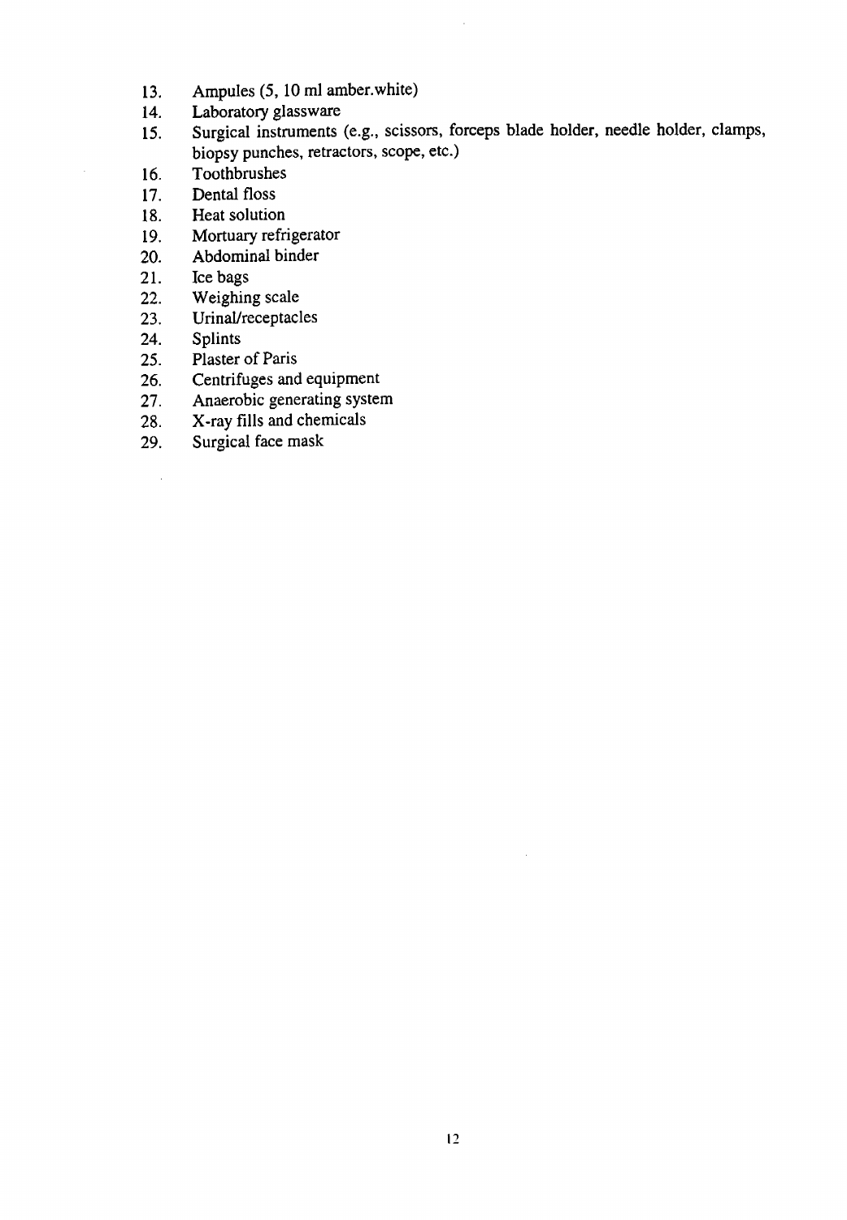13. Ampules (5, 10 ml amber.white)
14. Laboratory glassware
15. Surgical instruments (e.g., scissors, forceps blade holder, needle holder, clamps, biopsy punches, retractors, scope, etc.)
16. Toothbrushes
17. Dental floss
18. Heat solution
19. Mortuary refrigerator
20. Abdominal binder
21. Ice bags
22. Weighing scale
23. Urinal/receptacles
24. Splints
25. Plaster of Paris
26. Centrifuges and equipment
27. Anaerobic generating system
28. X-ray fills and chemicals
29. Surgical face mask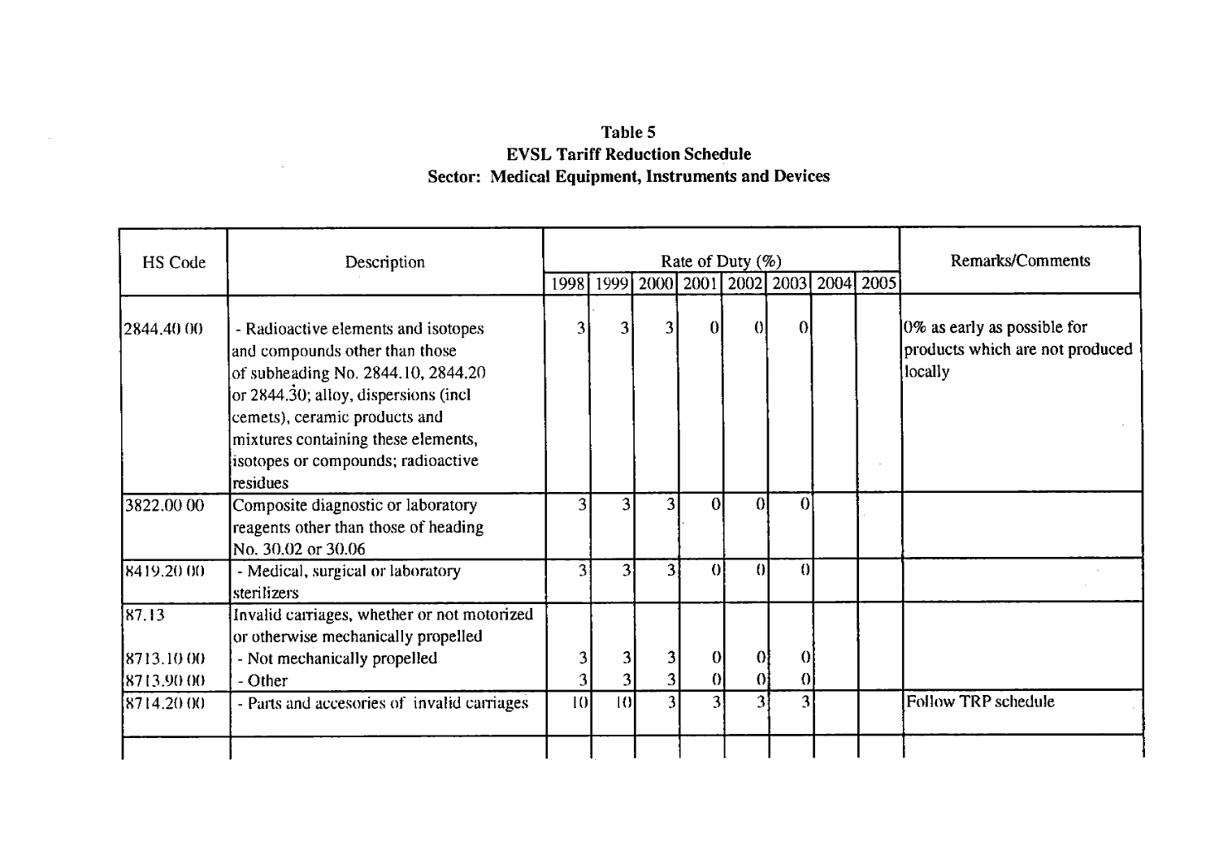**Table 5**
**EVSL Tariff Reduction Schedule**
**Sector: Medical Equipment, Instruments and Devices**

| HS Code | Description | Rate of Duty (%) | | | | | | | | Remarks/Comments |
|---|---|---|---|---|---|---|---|---|---|---|
| | | 1998 | 1999 | 2000 | 2001 | 2002 | 2003 | 2004 | 2005 | |
| 2844.40 00 | - Radioactive elements and isotopes and compounds other than those of subheading No. 2844.10, 2844.20 or 2844.30; alloy, dispersions (incl cemets), ceramic products and mixtures containing these elements, isotopes or compounds; radioactive residues | 3 | 3 | 3 | 0 | 0 | 0 | | | 0% as early as possible for products which are not produced locally |
| 3822.00 00 | Composite diagnostic or laboratory reagents other than those of heading No. 30.02 or 30.06 | 3 | 3 | 3 | 0 | 0 | 0 | | | |
| 8419.20 00 | - Medical, surgical or laboratory sterilizers | 3 | 3 | 3 | 0 | 0 | 0 | | | |
| 87.13 | Invalid carriages, whether or not motorized or otherwise mechanically propelled | | | | | | | | | |
| 8713.10 00 | - Not mechanically propelled | 3 | 3 | 3 | 0 | 0 | 0 | | | |
| 8713.90 00 | - Other | 3 | 3 | 3 | 0 | 0 | 0 | | | |
| 8714.20 00 | - Parts and accesories of invalid carriages | 10 | 10 | 3 | 3 | 3 | 3 | | | Follow TRP schedule |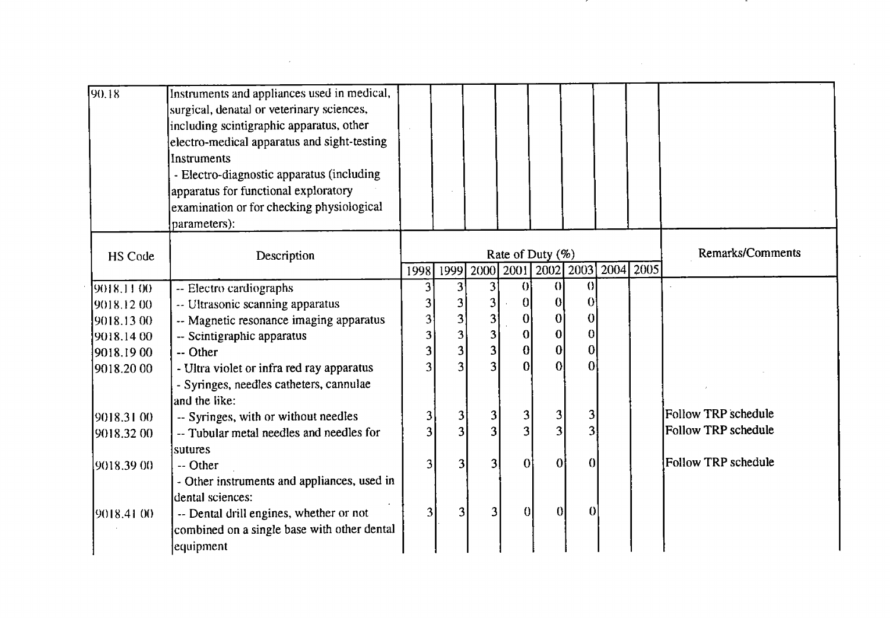| HS Code | Description | Rate of Duty (%) | | | | | | | | Remarks/Comments |
|---|---|---|---|---|---|---|---|---|---|---|
| | | 1998 | 1999 | 2000 | 2001 | 2002 | 2003 | 2004 | 2005 | |
| 90.18 | Instruments and appliances used in medical, surgical, denatal or veterinary sciences, including scintigraphic apparatus, other electro-medical apparatus and sight-testing Instruments | | | | | | | | | |
| | - Electro-diagnostic apparatus (including apparatus for functional exploratory examination or for checking physiological parameters): | | | | | | | | | |
| 9018.11 00 | -- Electro cardiographs | 3 | 3 | 3 | 0 | 0 | 0 | | | |
| 9018.12 00 | -- Ultrasonic scanning apparatus | 3 | 3 | 3 | 0 | 0 | 0 | | | |
| 9018.13 00 | -- Magnetic resonance imaging apparatus | 3 | 3 | 3 | 0 | 0 | 0 | | | |
| 9018.14 00 | -- Scintigraphic apparatus | 3 | 3 | 3 | 0 | 0 | 0 | | | |
| 9018.19 00 | -- Other | 3 | 3 | 3 | 0 | 0 | 0 | | | |
| 9018.20 00 | - Ultra violet or infra red ray apparatus | 3 | 3 | 3 | 0 | 0 | 0 | | | |
| | - Syringes, needles catheters, cannulae and the like: | | | | | | | | | |
| 9018.31 00 | -- Syringes, with or without needles | 3 | 3 | 3 | 3 | 3 | 3 | | | Follow TRP schedule |
| 9018.32 00 | -- Tubular metal needles and needles for sutures | 3 | 3 | 3 | 3 | 3 | 3 | | | Follow TRP schedule |
| 9018.39 00 | -- Other | 3 | 3 | 3 | 0 | 0 | 0 | | | Follow TRP schedule |
| | - Other instruments and appliances, used in dental sciences: | | | | | | | | | |
| 9018.41 00 | -- Dental drill engines, whether or not combined on a single base with other dental equipment | 3 | 3 | 3 | 0 | 0 | 0 | | | |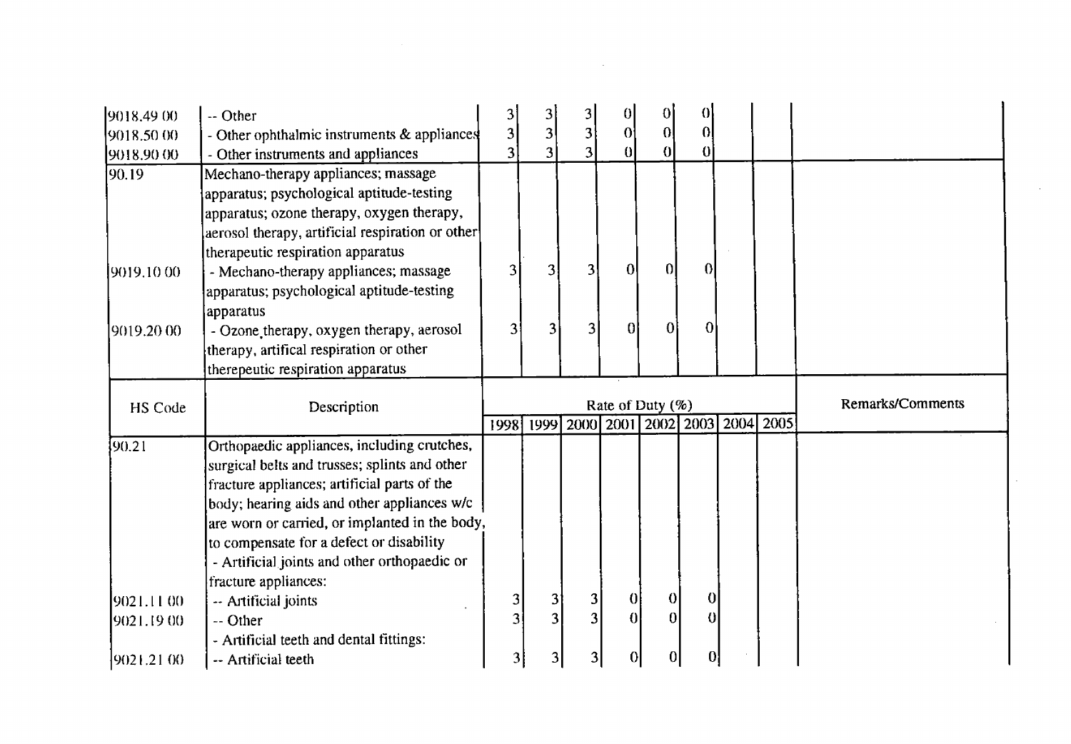| HS Code | Description | Rate of Duty (%) | | | | | | | | Remarks/Comments |
|---|---|---|---|---|---|---|---|---|---|---|
| | | 1998 | 1999 | 2000 | 2001 | 2002 | 2003 | 2004 | 2005 | |
| 9018.49 00 | -- Other | 3 | 3 | 3 | 0 | 0 | 0 | | | |
| 9018.50 00 | - Other ophthalmic instruments & appliances | 3 | 3 | 3 | 0 | 0 | 0 | | | |
| 9018.90 00 | - Other instruments and appliances | 3 | 3 | 3 | 0 | 0 | 0 | | | |
| 90.19 | Mechano-therapy appliances; massage apparatus; psychological aptitude-testing apparatus; ozone therapy, oxygen therapy, aerosol therapy, artificial respiration or other therapeutic respiration apparatus | | | | | | | | | |
| 9019.10 00 | - Mechano-therapy appliances; massage apparatus; psychological aptitude-testing apparatus | 3 | 3 | 3 | 0 | 0 | 0 | | | |
| 9019.20 00 | - Ozone therapy, oxygen therapy, aerosol therapy, artifical respiration or other therepeutic respiration apparatus | 3 | 3 | 3 | 0 | 0 | 0 | | | |
| 90.21 | Orthopaedic appliances, including crutches, surgical belts and trusses; splints and other fracture appliances; artificial parts of the body; hearing aids and other appliances w/c are worn or carried, or implanted in the body, to compensate for a defect or disability | | | | | | | | | |
| | - Artificial joints and other orthopaedic or fracture appliances: | | | | | | | | | |
| 9021.11 00 | -- Artificial joints | 3 | 3 | 3 | 0 | 0 | 0 | | | |
| 9021.19 00 | -- Other | 3 | 3 | 3 | 0 | 0 | 0 | | | |
| | - Artificial teeth and dental fittings: | | | | | | | | | |
| 9021.21 00 | -- Artificial teeth | 3 | 3 | 3 | 0 | 0 | 0 | | | |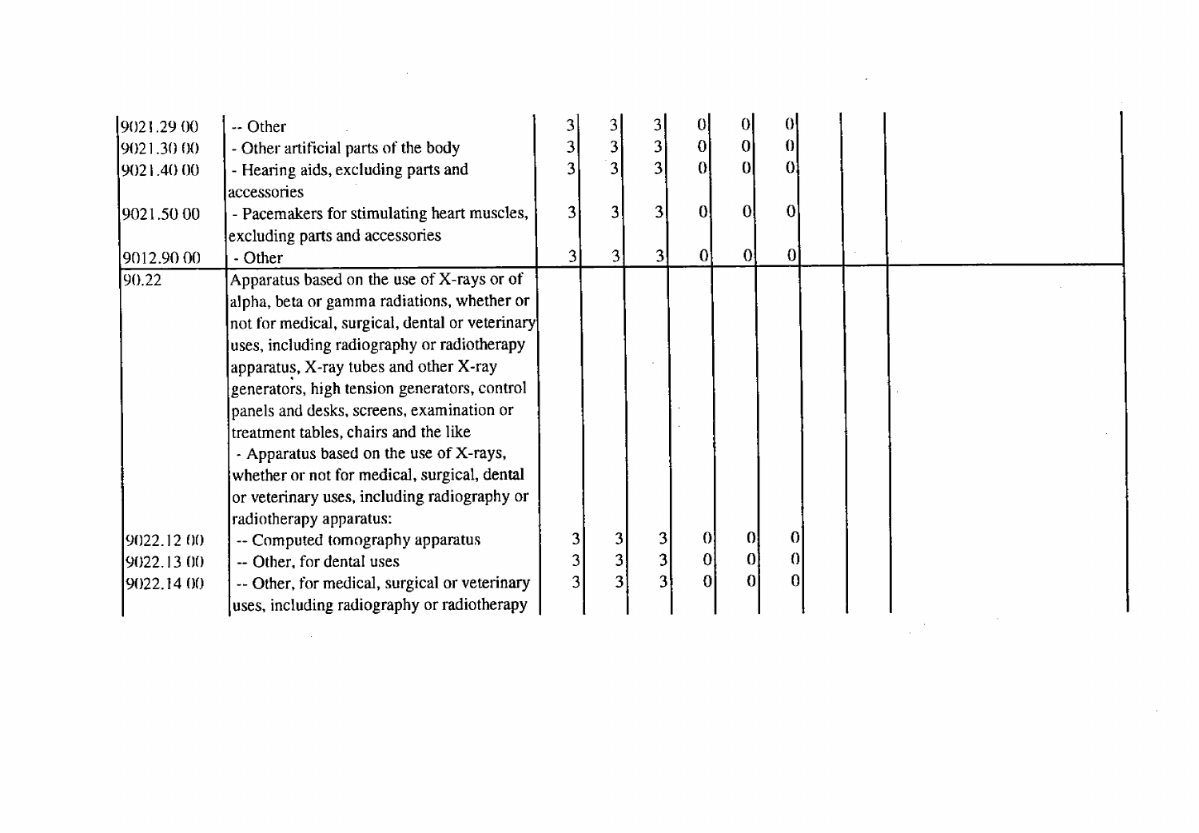| | | | | | | | | | | |
|---|---|---|---|---|---|---|---|---|---|---|
| 9021.29 00 | -- Other | 3 | 3 | 3 | 0 | 0 | 0 | | | |
| 9021.30 00 | - Other artificial parts of the body | 3 | 3 | 3 | 0 | 0 | 0 | | | |
| 9021.40 00 | - Hearing aids, excluding parts and accessories | 3 | 3 | 3 | 0 | 0 | 0 | | | |
| 9021.50 00 | - Pacemakers for stimulating heart muscles, excluding parts and accessories | 3 | 3 | 3 | 0 | 0 | 0 | | | |
| 9012.90 00 | - Other | 3 | 3 | 3 | 0 | 0 | 0 | | | |
| 90.22 | Apparatus based on the use of X-rays or of alpha, beta or gamma radiations, whether or not for medical, surgical, dental or veterinary uses, including radiography or radiotherapy apparatus, X-ray tubes and other X-ray generators, high tension generators, control panels and desks, screens, examination or treatment tables, chairs and the like<br>- Apparatus based on the use of X-rays, whether or not for medical, surgical, dental or veterinary uses, including radiography or radiotherapy apparatus: | | | | | | | | | |
| 9022.12 00 | -- Computed tomography apparatus | 3 | 3 | 3 | 0 | 0 | 0 | | | |
| 9022.13 00 | -- Other, for dental uses | 3 | 3 | 3 | 0 | 0 | 0 | | | |
| 9022.14 00 | -- Other, for medical, surgical or veterinary uses, including radiography or radiotherapy | 3 | 3 | 3 | 0 | 0 | 0 | | | |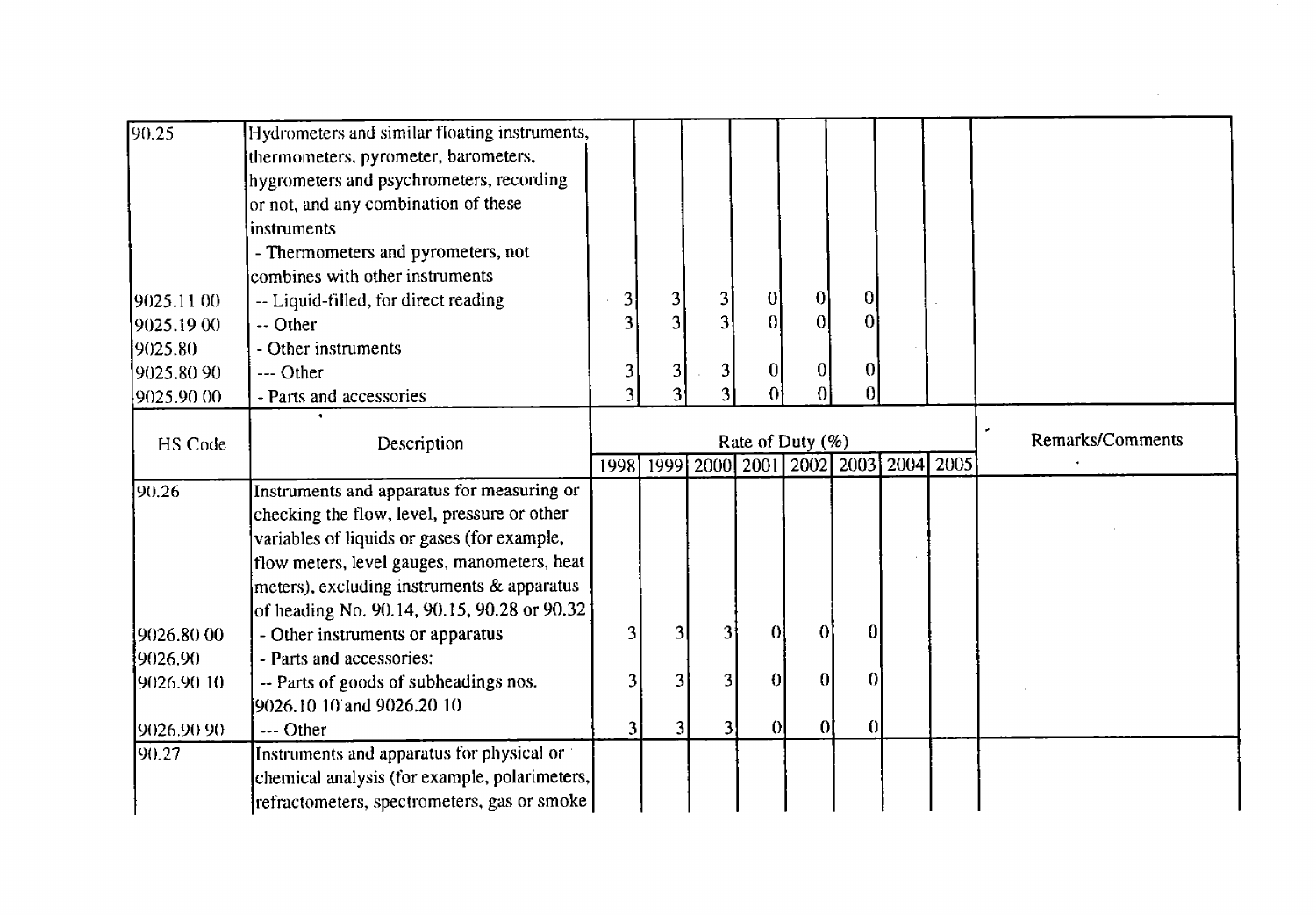| | | | | | | | | | | |
|---|---|---|---|---|---|---|---|---|---|---|
| 90.25 | Hydrometers and similar floating instruments, thermometers, pyrometer, barometers, hygrometers and psychrometers, recording or not, and any combination of these instruments | | | | | | | | | |
| | - Thermometers and pyrometers, not combines with other instruments | | | | | | | | | |
| 9025.11 00 | -- Liquid-filled, for direct reading | 3 | 3 | 3 | 0 | 0 | 0 | | | |
| 9025.19 00 | -- Other | 3 | 3 | 3 | 0 | 0 | 0 | | | |
| 9025.80 | - Other instruments | | | | | | | | | |
| 9025.80 90 | --- Other | 3 | 3 | 3 | 0 | 0 | 0 | | | |
| 9025.90 00 | - Parts and accessories | 3 | 3 | 3 | 0 | 0 | 0 | | | |

| HS Code | Description | Rate of Duty (%) | | | | | | | | Remarks/Comments |
|---|---|---|---|---|---|---|---|---|---|---|
| | | 1998 | 1999 | 2000 | 2001 | 2002 | 2003 | 2004 | 2005 | |
| 90.26 | Instruments and apparatus for measuring or checking the flow, level, pressure or other variables of liquids or gases (for example, flow meters, level gauges, manometers, heat meters), excluding instruments & apparatus of heading No. 90.14, 90.15, 90.28 or 90.32 | | | | | | | | | |
| 9026.80 00 | - Other instruments or apparatus | 3 | 3 | 3 | 0 | 0 | 0 | | | |
| 9026.90 | - Parts and accessories: | | | | | | | | | |
| 9026.90 10 | -- Parts of goods of subheadings nos. 9026.10 10 and 9026.20 10 | 3 | 3 | 3 | 0 | 0 | 0 | | | |
| 9026.90 90 | --- Other | 3 | 3 | 3 | 0 | 0 | 0 | | | |
| 90.27 | Instruments and apparatus for physical or chemical analysis (for example, polarimeters, refractometers, spectrometers, gas or smoke | | | | | | | | | |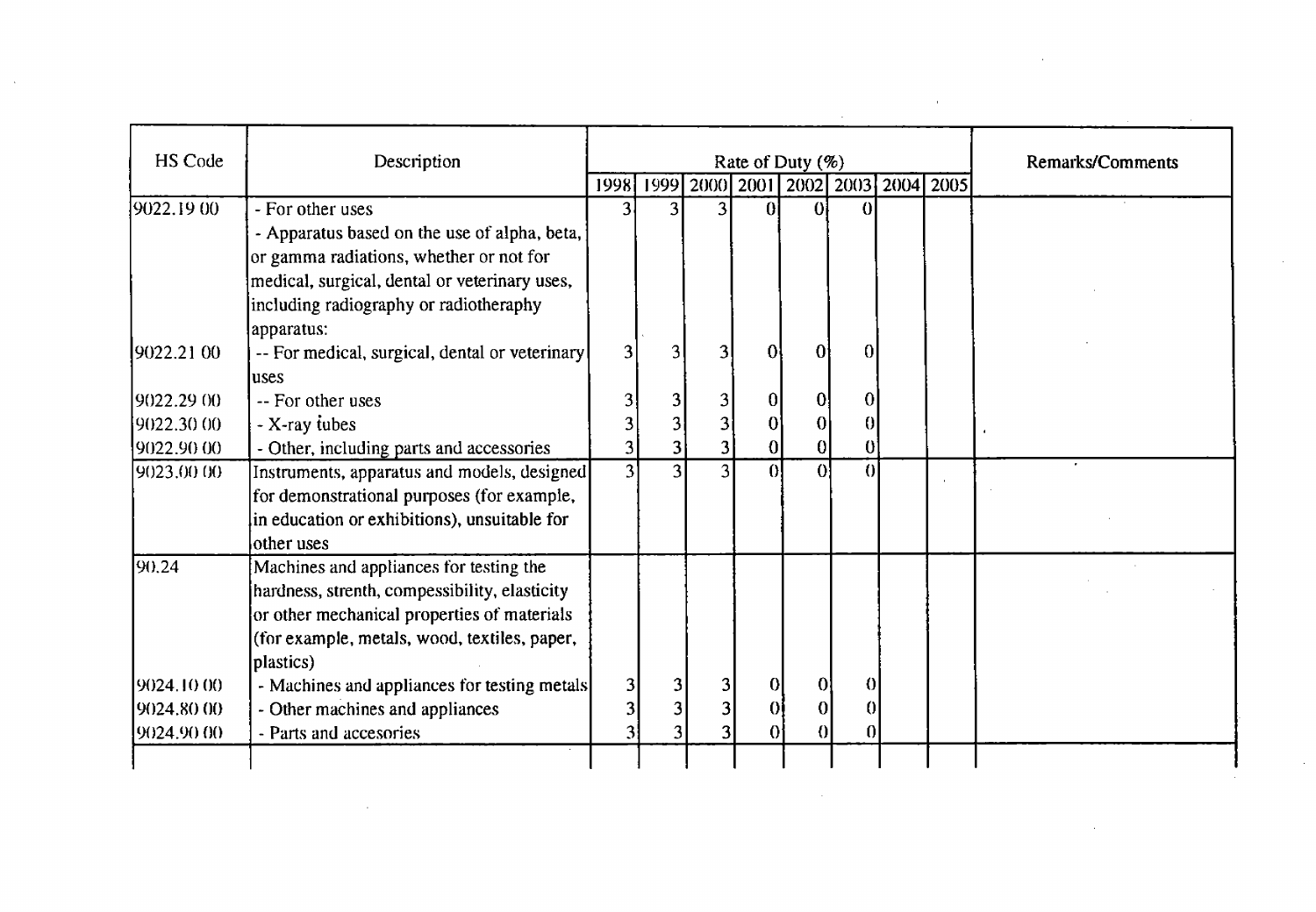| HS Code | Description | Rate of Duty (%) | | | | | | | | Remarks/Comments |
|---|---|---|---|---|---|---|---|---|---|---|
| | | 1998 | 1999 | 2000 | 2001 | 2002 | 2003 | 2004 | 2005 | |
| 9022.19 00 | - For other uses | 3 | 3 | 3 | 0 | 0 | 0 | | | |
| | - Apparatus based on the use of alpha, beta, or gamma radiations, whether or not for medical, surgical, dental or veterinary uses, including radiography or radiotheraphy apparatus: | | | | | | | | | |
| 9022.21 00 | -- For medical, surgical, dental or veterinary uses | 3 | 3 | 3 | 0 | 0 | 0 | | | |
| 9022.29 00 | -- For other uses | 3 | 3 | 3 | 0 | 0 | 0 | | | |
| 9022.30 00 | - X-ray tubes | 3 | 3 | 3 | 0 | 0 | 0 | | | |
| 9022.90 00 | - Other, including parts and accessories | 3 | 3 | 3 | 0 | 0 | 0 | | | |
| 9023.00 00 | Instruments, apparatus and models, designed for demonstrational purposes (for example, in education or exhibitions), unsuitable for other uses | 3 | 3 | 3 | 0 | 0 | 0 | | | |
| 90.24 | Machines and appliances for testing the hardness, strenth, compessibility, elasticity or other mechanical properties of materials (for example, metals, wood, textiles, paper, plastics) | | | | | | | | | |
| 9024.10 00 | - Machines and appliances for testing metals | 3 | 3 | 3 | 0 | 0 | 0 | | | |
| 9024.80 00 | - Other machines and appliances | 3 | 3 | 3 | 0 | 0 | 0 | | | |
| 9024.90 00 | - Parts and accesories | 3 | 3 | 3 | 0 | 0 | 0 | | | |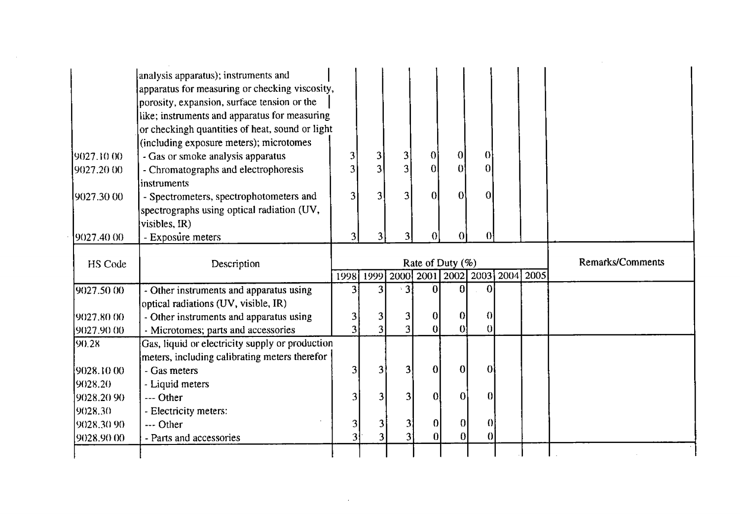| HS Code | Description | Rate of Duty (%) | | | | | | | | Remarks/Comments |
|---|---|---|---|---|---|---|---|---|---|---|
| | | 1998 | 1999 | 2000 | 2001 | 2002 | 2003 | 2004 | 2005 | |
| | analysis apparatus); instruments and apparatus for measuring or checking viscosity, porosity, expansion, surface tension or the like; instruments and apparatus for measuring or checkingh quantities of heat, sound or light (including exposure meters); microtomes | | | | | | | | | |
| 9027.10 00 | - Gas or smoke analysis apparatus | 3 | 3 | 3 | 0 | 0 | 0 | | | |
| 9027.20 00 | - Chromatographs and electrophoresis instruments | 3 | 3 | 3 | 0 | 0 | 0 | | | |
| 9027.30 00 | - Spectrometers, spectrophotometers and spectrographs using optical radiation (UV, visibles, IR) | 3 | 3 | 3 | 0 | 0 | 0 | | | |
| 9027.40 00 | - Exposure meters | 3 | 3 | 3 | 0 | 0 | 0 | | | |
| 9027.50 00 | - Other instruments and apparatus using optical radiations (UV, visible, IR) | 3 | 3 | 3 | 0 | 0 | 0 | | | |
| 9027.80 00 | - Other instruments and apparatus using | 3 | 3 | 3 | 0 | 0 | 0 | | | |
| 9027.90 00 | - Microtomes; parts and accessories | 3 | 3 | 3 | 0 | 0 | 0 | | | |
| 90.28 | Gas, liquid or electricity supply or production meters, including calibrating meters therefor | | | | | | | | | |
| 9028.10 00 | - Gas meters | 3 | 3 | 3 | 0 | 0 | 0 | | | |
| 9028.20 | - Liquid meters | | | | | | | | | |
| 9028.20 90 | --- Other | 3 | 3 | 3 | 0 | 0 | 0 | | | |
| 9028.30 | - Electricity meters: | | | | | | | | | |
| 9028.30 90 | --- Other | 3 | 3 | 3 | 0 | 0 | 0 | | | |
| 9028.90 00 | - Parts and accessories | 3 | 3 | 3 | 0 | 0 | 0 | | | |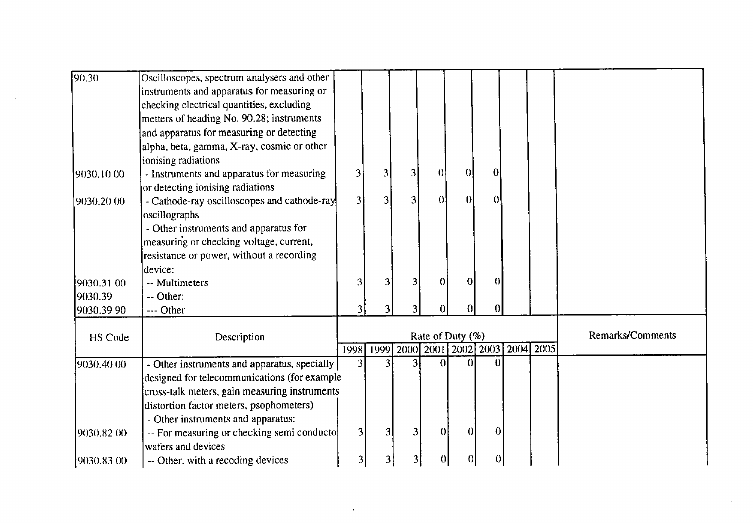| HS Code | Description | Rate of Duty (%) | | | | | | | | Remarks/Comments |
|---|---|---|---|---|---|---|---|---|---|---|
| | | 1998 | 1999 | 2000 | 2001 | 2002 | 2003 | 2004 | 2005 | |
| 90.30 | Oscilloscopes, spectrum analysers and other instruments and apparatus for measuring or checking electrical quantities, excluding metters of heading No. 90.28; instruments and apparatus for measuring or detecting alpha, beta, gamma, X-ray, cosmic or other ionising radiations | | | | | | | | | |
| 9030.10 00 | - Instruments and apparatus for measuring or detecting ionising radiations | 3 | 3 | 3 | 0 | 0 | 0 | | | |
| 9030.20 00 | - Cathode-ray oscilloscopes and cathode-ray oscillographs | 3 | 3 | 3 | 0 | 0 | 0 | | | |
| | - Other instruments and apparatus for measuring or checking voltage, current, resistance or power, without a recording device: | | | | | | | | | |
| 9030.31 00 | -- Multimeters | 3 | 3 | 3 | 0 | 0 | 0 | | | |
| 9030.39 | -- Other: | | | | | | | | | |
| 9030.39 90 | --- Other | 3 | 3 | 3 | 0 | 0 | 0 | | | |
| 9030.40 00 | - Other instruments and apparatus, specially designed for telecommunications (for example cross-talk meters, gain measuring instruments distortion factor meters, psophometers) | 3 | 3 | 3 | 0 | 0 | 0 | | | |
| | - Other instruments and apparatus: | | | | | | | | | |
| 9030.82 00 | -- For measuring or checking semi conducto wafers and devices | 3 | 3 | 3 | 0 | 0 | 0 | | | |
| 9030.83 00 | -- Other, with a recoding devices | 3 | 3 | 3 | 0 | 0 | 0 | | | |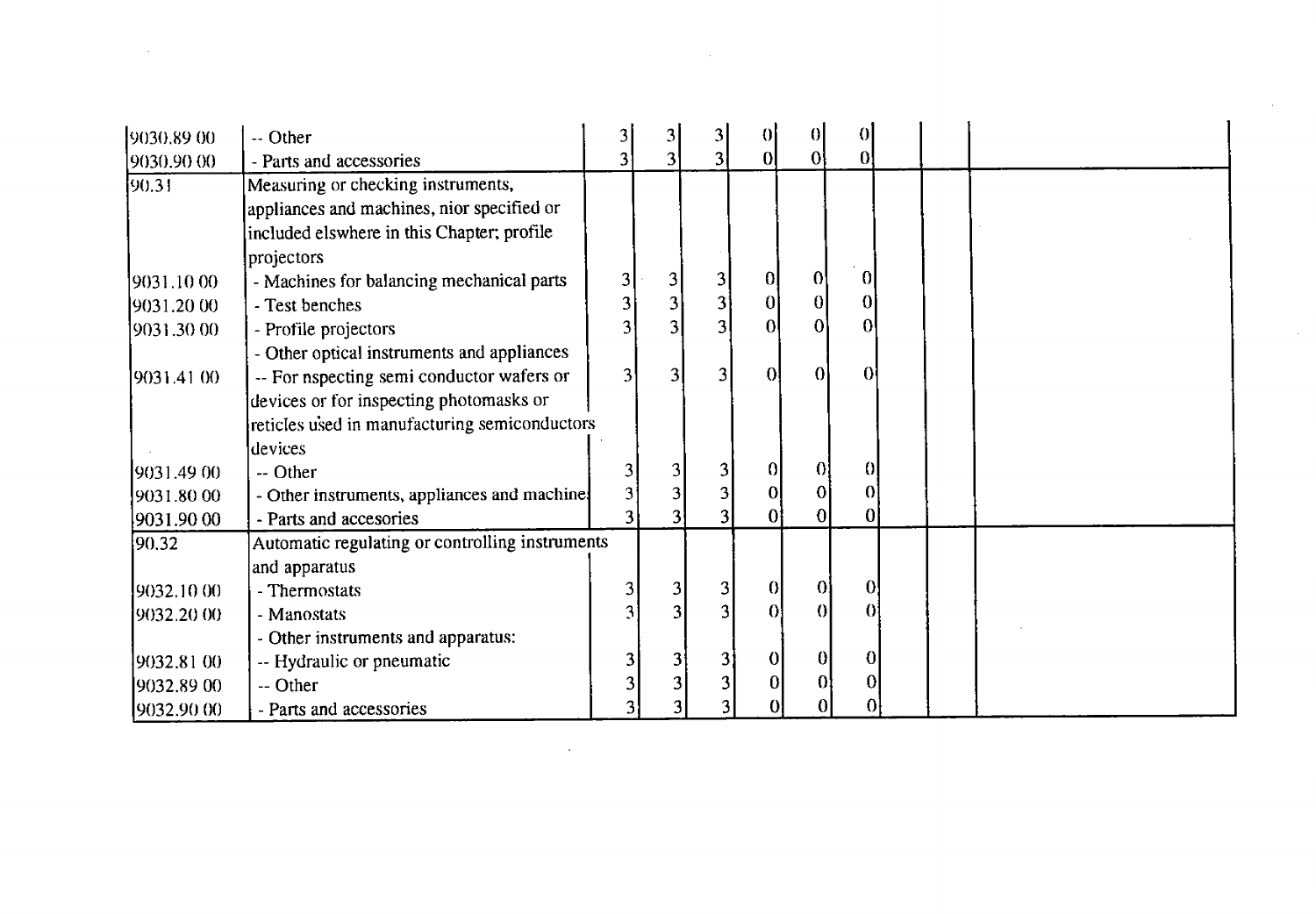| | | | | | | | | | | |
|---|---|---|---|---|---|---|---|---|---|---|
| 9030.89 00 | -- Other | 3 | 3 | 3 | 0 | 0 | 0 | | | |
| 9030.90 00 | - Parts and accessories | 3 | 3 | 3 | 0 | 0 | 0 | | | |
| 90.31 | Measuring or checking instruments, appliances and machines, nior specified or included elswhere in this Chapter; profile projectors | | | | | | | | | |
| 9031.10 00 | - Machines for balancing mechanical parts | 3 | 3 | 3 | 0 | 0 | 0 | | | |
| 9031.20 00 | - Test benches | 3 | 3 | 3 | 0 | 0 | 0 | | | |
| 9031.30 00 | - Profile projectors | 3 | 3 | 3 | 0 | 0 | 0 | | | |
| | - Other optical instruments and appliances | | | | | | | | | |
| 9031.41 00 | -- For nspecting semi conductor wafers or devices or for inspecting photomasks or reticles used in manufacturing semiconductors devices | 3 | 3 | 3 | 0 | 0 | 0 | | | |
| 9031.49 00 | -- Other | 3 | 3 | 3 | 0 | 0 | 0 | | | |
| 9031.80 00 | - Other instruments, appliances and machine | 3 | 3 | 3 | 0 | 0 | 0 | | | |
| 9031.90 00 | - Parts and accesories | 3 | 3 | 3 | 0 | 0 | 0 | | | |
| 90.32 | Automatic regulating or controlling instruments and apparatus | | | | | | | | | |
| 9032.10 00 | - Thermostats | 3 | 3 | 3 | 0 | 0 | 0 | | | |
| 9032.20 00 | - Manostats | 3 | 3 | 3 | 0 | 0 | 0 | | | |
| | - Other instruments and apparatus: | | | | | | | | | |
| 9032.81 00 | -- Hydraulic or pneumatic | 3 | 3 | 3 | 0 | 0 | 0 | | | |
| 9032.89 00 | -- Other | 3 | 3 | 3 | 0 | 0 | 0 | | | |
| 9032.90 00 | - Parts and accessories | 3 | 3 | 3 | 0 | 0 | 0 | | | |